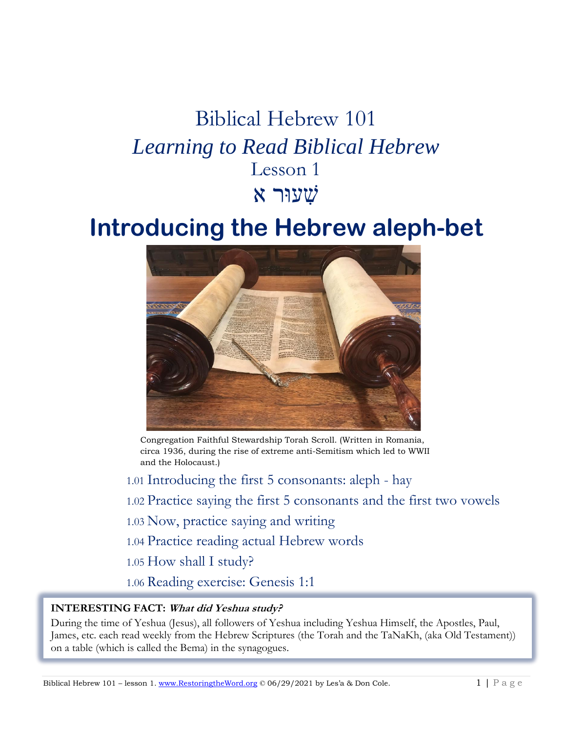# Biblical Hebrew 101

## *Learning to Read Biblical Hebrew*

### Lesson 1

### שְׁעוּר א

# Introducing the Hebrew aleph-bet

Congregation Faithful Stewardship Torah Scroll. (Written in Romania, circa 1936, during the rise of extreme anti-Semitism which led to WWII and the Holocaust.)

1.01 Introducing the first 5 consonants: aleph - hay

1.02 Practice saying the first 5 consonants and the first two vowels

1.03 Now, practice saying and writing

1.04 Practice reading actual Hebrew words

1.05 How shall I study?

1.06 Reading exercise: Genesis 1:1

**INTERESTING FACT:** ***What did Yeshua study?***

During the time of Yeshua (Jesus), all followers of Yeshua including Yeshua Himself, the Apostles, Paul, James, etc. each read weekly from the Hebrew Scriptures (the Torah and the TaNaKh, (aka Old Testament)) on a table (which is called the Bema) in the synagogues.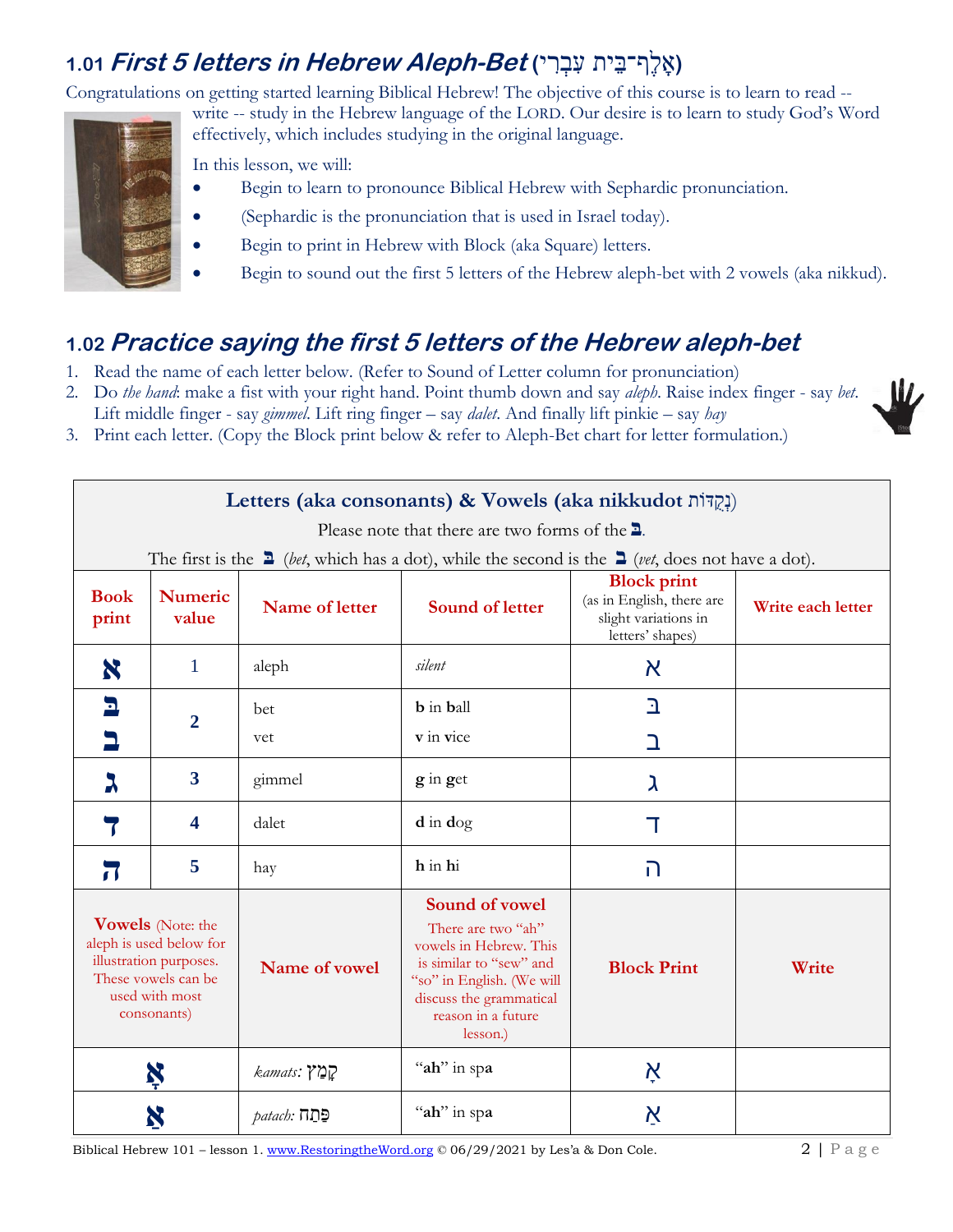## 1.01 *First 5 letters in Hebrew Aleph-Bet* (אָלֶף־בֵּית עִבְרִי)

Congratulations on getting started learning Biblical Hebrew! The objective of this course is to learn to read -- write -- study in the Hebrew language of the LORD. Our desire is to learn to study God's Word effectively, which includes studying in the original language.

In this lesson, we will:

- Begin to learn to pronounce Biblical Hebrew with Sephardic pronunciation.
- (Sephardic is the pronunciation that is used in Israel today).
- Begin to print in Hebrew with Block (aka Square) letters.
- Begin to sound out the first 5 letters of the Hebrew aleph-bet with 2 vowels (aka nikkud).

## 1.02 *Practice saying the first 5 letters of the Hebrew aleph-bet*

1. Read the name of each letter below. (Refer to Sound of Letter column for pronunciation)
2. Do *the hand*: make a fist with your right hand. Point thumb down and say *aleph*. Raise index finger - say *bet*. Lift middle finger - say *gimmel*. Lift ring finger – say *dalet*. And finally lift pinkie – say *hay*
3. Print each letter. (Copy the Block print below & refer to Aleph-Bet chart for letter formulation.)

**Letters (aka consonants) & Vowels (aka nikkudot נְקֻדּוֹת)**

Please note that there are two forms of the בּ.

The first is the בּ (*bet*, which has a dot), while the second is the ב (*vet*, does not have a dot).

| Book print | Numeric value | Name of letter | Sound of letter | Block print (as in English, there are slight variations in letters' shapes) | Write each letter |
|---|---|---|---|---|---|
| א | 1 | aleph | *silent* | א | |
| בּ | 2 | bet | **b** in **b**all | בּ | |
| ב | | vet | **v** in **v**ice | ב | |
| ג | 3 | gimmel | **g** in **g**et | ג | |
| ד | 4 | dalet | **d** in **d**og | ד | |
| ה | 5 | hay | **h** in **h**i | ה | |

| Vowels (Note: the aleph is used below for illustration purposes. These vowels can be used with most consonants) | Name of vowel | Sound of vowel (There are two "ah" vowels in Hebrew. This is similar to "sew" and "so" in English. (We will discuss the grammatical reason in a future lesson.) | Block Print | Write |
|---|---|---|---|---|
| אָ | *kamats:* קָמַץ | "**ah**" in sp**a** | אָ | |
| אַ | *patach:* פַּתַח | "**ah**" in sp**a** | אַ | |

Biblical Hebrew 101 – lesson 1. www.RestoringtheWord.org © 06/29/2021 by Les'a & Don Cole.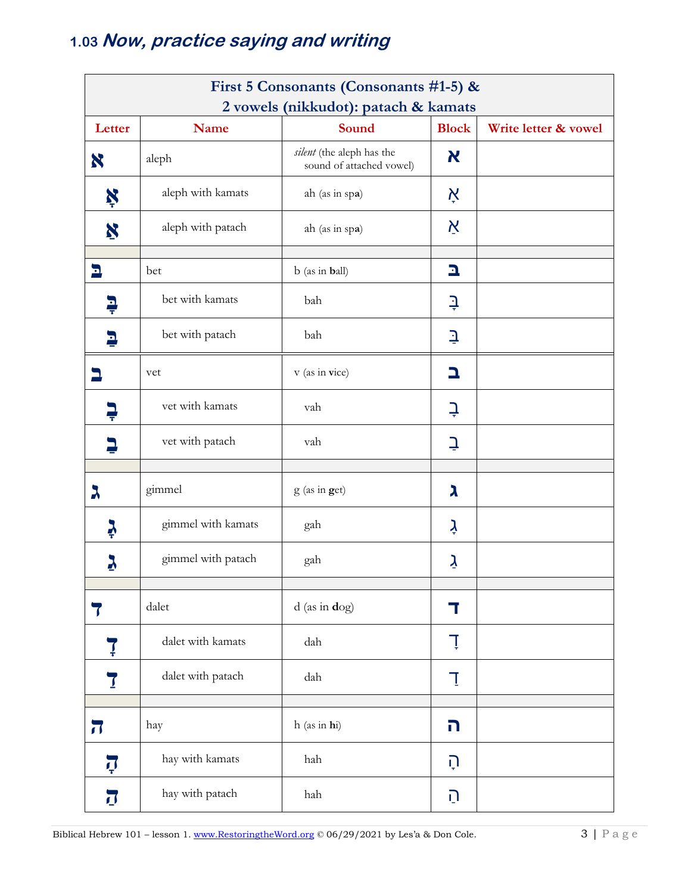## 1.03 *Now, practice saying and writing*

| First 5 Consonants (Consonants #1-5) & 2 vowels (nikkudot): patach & kamats | | | | |
|---|---|---|---|---|
| **Letter** | **Name** | **Sound** | **Block** | **Write letter & vowel** |
| א | aleph | *silent* (the aleph has the sound of attached vowel) | א | |
| אָ | aleph with kamats | ah (as in sp**a**) | אָ | |
| אַ | aleph with patach | ah (as in sp**a**) | אַ | |
| | | | | |
| בּ | bet | b (as in **b**all) | בּ | |
| בָּ | bet with kamats | bah | בָּ | |
| בַּ | bet with patach | bah | בַּ | |
| ב | vet | v (as in **v**ice) | ב | |
| בָ | vet with kamats | vah | בָ | |
| בַ | vet with patach | vah | בַ | |
| | | | | |
| ג | gimmel | g (as in **g**et) | ג | |
| גָ | gimmel with kamats | gah | גָ | |
| גַ | gimmel with patach | gah | גַ | |
| | | | | |
| ד | dalet | d (as in **d**og) | ד | |
| דָ | dalet with kamats | dah | דָ | |
| דַ | dalet with patach | dah | דַ | |
| | | | | |
| ה | hay | h (as in **h**i) | ה | |
| הָ | hay with kamats | hah | הָ | |
| הַ | hay with patach | hah | הַ | |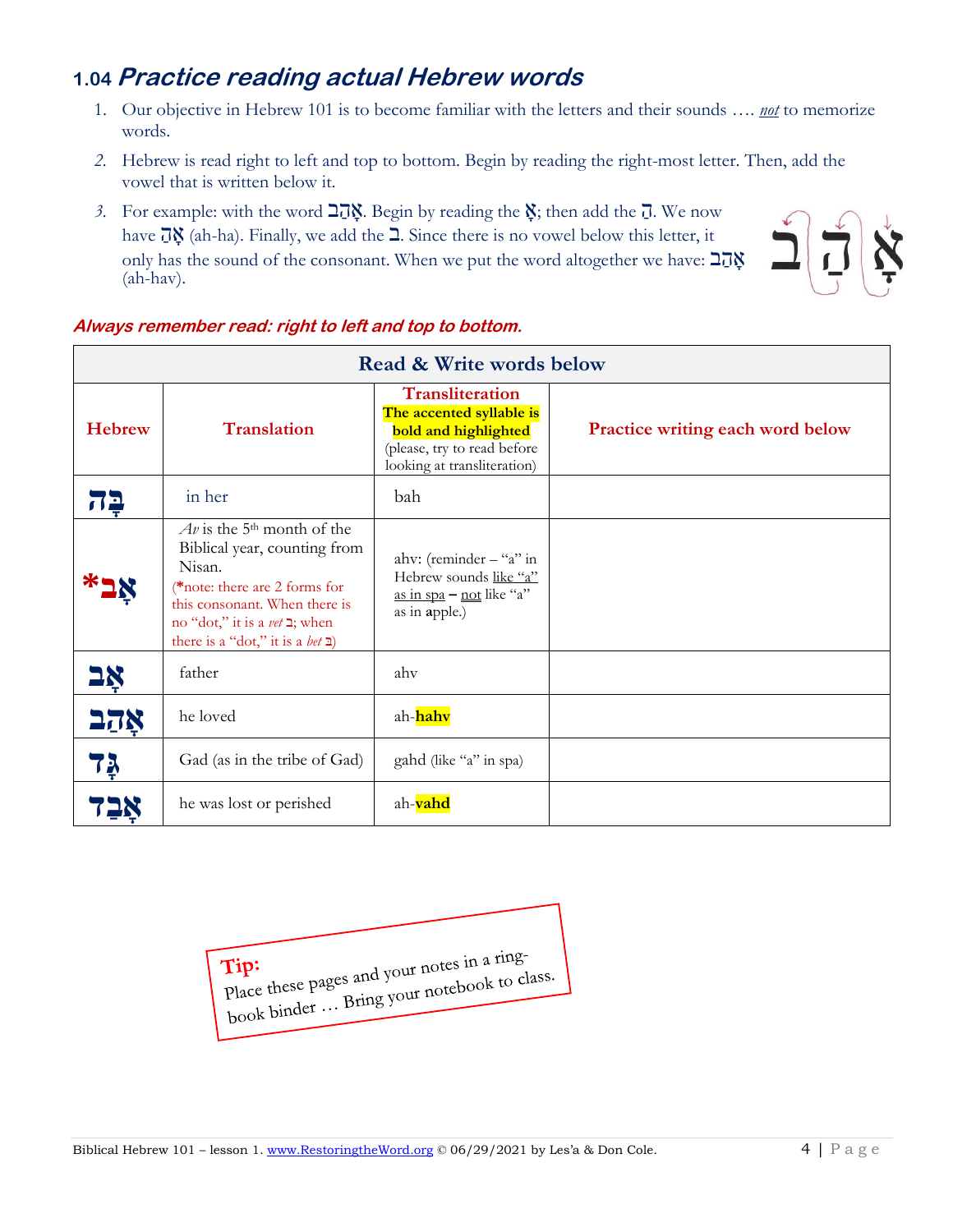## 1.04 *Practice reading actual Hebrew words*

1. Our objective in Hebrew 101 is to become familiar with the letters and their sounds …. *not* to memorize words.
2. *Hebrew is read right to left and top to bottom. Begin by reading the right-most letter. Then, add the vowel that is written below it.*
3. *For example: with the word* אָהַב. Begin by reading the אָ; then add the הַ. We now have אָהַ (ah-ha). Finally, we add the ב. Since there is no vowel below this letter, it only has the sound of the consonant. When we put the word altogether we have: אָהַב (ah-hav).

***Always remember read: right to left and top to bottom.***

| Read & Write words below | | | |
|---|---|---|---|
| **Hebrew** | **Translation** | **Transliteration** **The accented syllable is bold and highlighted** (please, try to read before looking at transliteration) | **Practice writing each word below** |
| בָּה | in her | bah | |
| *אָב | *Av* is the 5th month of the Biblical year, counting from Nisan. (*note: there are 2 forms for this consonant. When there is no "dot," it is a *vet* ב; when there is a "dot," it is a *bet* בּ) | ahv: (reminder – "a" in Hebrew sounds like "a" as in spa – not like "a" as in **a**pple.) | |
| אָב | father | ahv | |
| אָהַב | he loved | ah-**hahv** | |
| גָּד | Gad (as in the tribe of Gad) | gahd (like "a" in spa) | |
| אָבַד | he was lost or perished | ah-**vahd** | |

**Tip:**
Place these pages and your notes in a ring-book binder … Bring your notebook to class.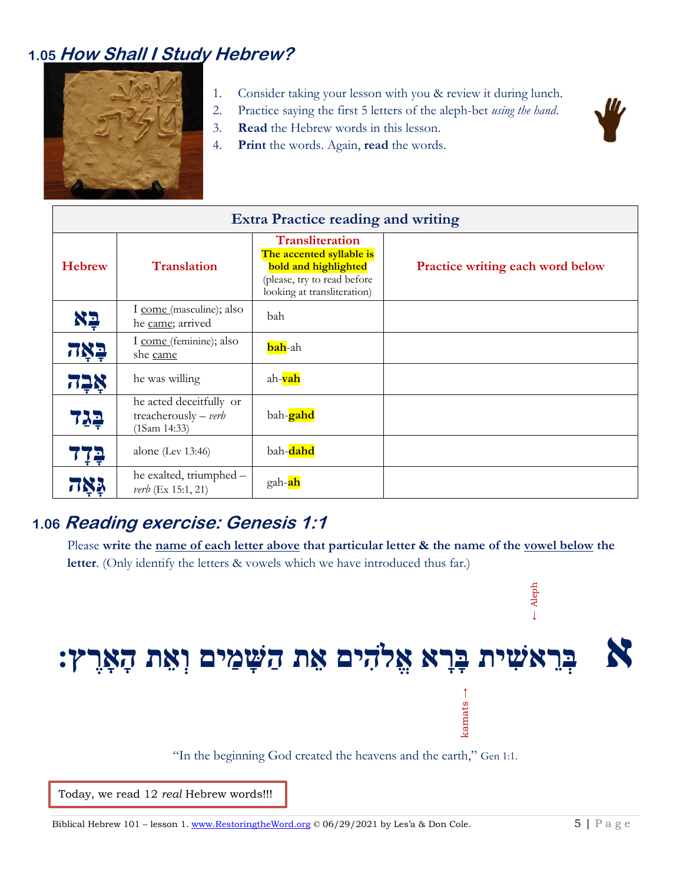## 1.05 *How Shall I Study Hebrew?*

1. Consider taking your lesson with you & review it during lunch.
2. Practice saying the first 5 letters of the aleph-bet *using the hand*.
3. **Read** the Hebrew words in this lesson.
4. **Print** the words. Again, **read** the words.

| Extra Practice reading and writing | | | |
|---|---|---|---|
| **Hebrew** | **Translation** | **Transliteration** **The accented syllable is bold and highlighted** (please, try to read before looking at transliteration) | **Practice writing each word below** |
| בָּא | I come (masculine); also he came; arrived | bah | |
| בָּאָה | I come (feminine); also she came | **bah**-ah | |
| אָבָה | he was willing | ah-**vah** | |
| בָּגַד | he acted deceitfully or treacherously – *verb* (1Sam 14:33) | bah-**gahd** | |
| בָּדָד | alone (Lev 13:46) | bah-**dahd** | |
| גָּאָה | he exalted, triumphed – *verb* (Ex 15:1, 21) | gah-**ah** | |

## 1.06 *Reading exercise: Genesis 1:1*

Please **write the name of each letter above** that particular letter & the name of the **vowel below** the **letter**. (Only identify the letters & vowels which we have introduced thus far.)

← Aleph

**א** בְּרֵאשִׁית בָּרָא אֱלֹהִים אֵת הַשָּׁמַיִם וְאֵת הָאָרֶץ׃

kamats →

"In the beginning God created the heavens and the earth," Gen 1:1.

Today, we read 12 *real* Hebrew words!!!

Biblical Hebrew 101 – lesson 1. www.RestoringtheWord.org © 06/29/2021 by Les'a & Don Cole.